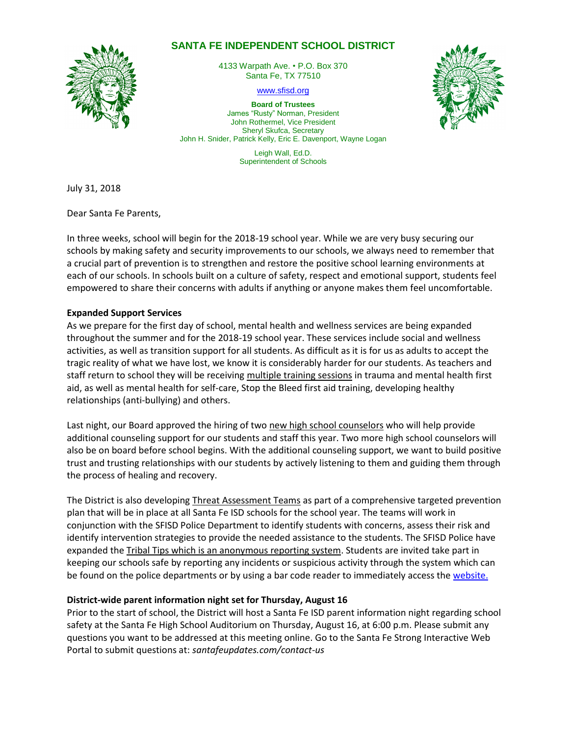# SANTA FE INDEPENDENT SCHOOL DISTRICT

4133 Warpath Ave. • P.O. Box 370
Santa Fe, TX 77510

www.sfisd.org

**Board of Trustees**
James "Rusty" Norman, President
John Rothermel, Vice President
Sheryl Skufca, Secretary
John H. Snider, Patrick Kelly, Eric E. Davenport, Wayne Logan

Leigh Wall, Ed.D.
Superintendent of Schools

July 31, 2018

Dear Santa Fe Parents,

In three weeks, school will begin for the 2018-19 school year. While we are very busy securing our schools by making safety and security improvements to our schools, we always need to remember that a crucial part of prevention is to strengthen and restore the positive school learning environments at each of our schools. In schools built on a culture of safety, respect and emotional support, students feel empowered to share their concerns with adults if anything or anyone makes them feel uncomfortable.

**Expanded Support Services**

As we prepare for the first day of school, mental health and wellness services are being expanded throughout the summer and for the 2018-19 school year. These services include social and wellness activities, as well as transition support for all students. As difficult as it is for us as adults to accept the tragic reality of what we have lost, we know it is considerably harder for our students. As teachers and staff return to school they will be receiving multiple training sessions in trauma and mental health first aid, as well as mental health for self-care, Stop the Bleed first aid training, developing healthy relationships (anti-bullying) and others.

Last night, our Board approved the hiring of two new high school counselors who will help provide additional counseling support for our students and staff this year. Two more high school counselors will also be on board before school begins. With the additional counseling support, we want to build positive trust and trusting relationships with our students by actively listening to them and guiding them through the process of healing and recovery.

The District is also developing Threat Assessment Teams as part of a comprehensive targeted prevention plan that will be in place at all Santa Fe ISD schools for the school year. The teams will work in conjunction with the SFISD Police Department to identify students with concerns, assess their risk and identify intervention strategies to provide the needed assistance to the students. The SFISD Police have expanded the Tribal Tips which is an anonymous reporting system. Students are invited take part in keeping our schools safe by reporting any incidents or suspicious activity through the system which can be found on the police departments or by using a bar code reader to immediately access the website.

**District-wide parent information night set for Thursday, August 16**

Prior to the start of school, the District will host a Santa Fe ISD parent information night regarding school safety at the Santa Fe High School Auditorium on Thursday, August 16, at 6:00 p.m. Please submit any questions you want to be addressed at this meeting online. Go to the Santa Fe Strong Interactive Web Portal to submit questions at: *santafeupdates.com/contact-us*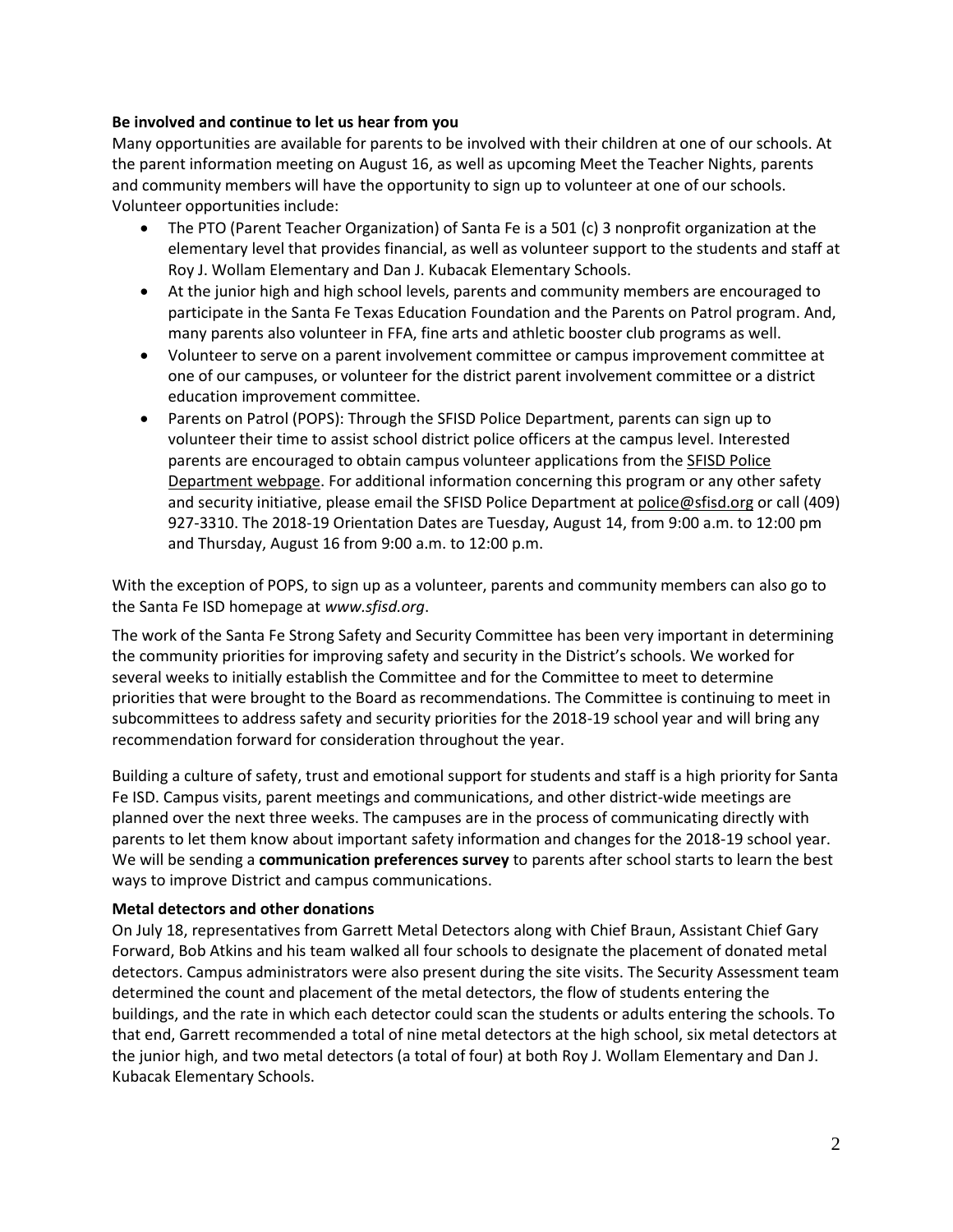**Be involved and continue to let us hear from you**

Many opportunities are available for parents to be involved with their children at one of our schools. At the parent information meeting on August 16, as well as upcoming Meet the Teacher Nights, parents and community members will have the opportunity to sign up to volunteer at one of our schools. Volunteer opportunities include:

- The PTO (Parent Teacher Organization) of Santa Fe is a 501 (c) 3 nonprofit organization at the elementary level that provides financial, as well as volunteer support to the students and staff at Roy J. Wollam Elementary and Dan J. Kubacak Elementary Schools.
- At the junior high and high school levels, parents and community members are encouraged to participate in the Santa Fe Texas Education Foundation and the Parents on Patrol program. And, many parents also volunteer in FFA, fine arts and athletic booster club programs as well.
- Volunteer to serve on a parent involvement committee or campus improvement committee at one of our campuses, or volunteer for the district parent involvement committee or a district education improvement committee.
- Parents on Patrol (POPS): Through the SFISD Police Department, parents can sign up to volunteer their time to assist school district police officers at the campus level. Interested parents are encouraged to obtain campus volunteer applications from the SFISD Police Department webpage. For additional information concerning this program or any other safety and security initiative, please email the SFISD Police Department at police@sfisd.org or call (409) 927-3310. The 2018-19 Orientation Dates are Tuesday, August 14, from 9:00 a.m. to 12:00 pm and Thursday, August 16 from 9:00 a.m. to 12:00 p.m.

With the exception of POPS, to sign up as a volunteer, parents and community members can also go to the Santa Fe ISD homepage at *www.sfisd.org*.

The work of the Santa Fe Strong Safety and Security Committee has been very important in determining the community priorities for improving safety and security in the District's schools. We worked for several weeks to initially establish the Committee and for the Committee to meet to determine priorities that were brought to the Board as recommendations. The Committee is continuing to meet in subcommittees to address safety and security priorities for the 2018-19 school year and will bring any recommendation forward for consideration throughout the year.

Building a culture of safety, trust and emotional support for students and staff is a high priority for Santa Fe ISD. Campus visits, parent meetings and communications, and other district-wide meetings are planned over the next three weeks. The campuses are in the process of communicating directly with parents to let them know about important safety information and changes for the 2018-19 school year. We will be sending a **communication preferences survey** to parents after school starts to learn the best ways to improve District and campus communications.

**Metal detectors and other donations**

On July 18, representatives from Garrett Metal Detectors along with Chief Braun, Assistant Chief Gary Forward, Bob Atkins and his team walked all four schools to designate the placement of donated metal detectors. Campus administrators were also present during the site visits. The Security Assessment team determined the count and placement of the metal detectors, the flow of students entering the buildings, and the rate in which each detector could scan the students or adults entering the schools. To that end, Garrett recommended a total of nine metal detectors at the high school, six metal detectors at the junior high, and two metal detectors (a total of four) at both Roy J. Wollam Elementary and Dan J. Kubacak Elementary Schools.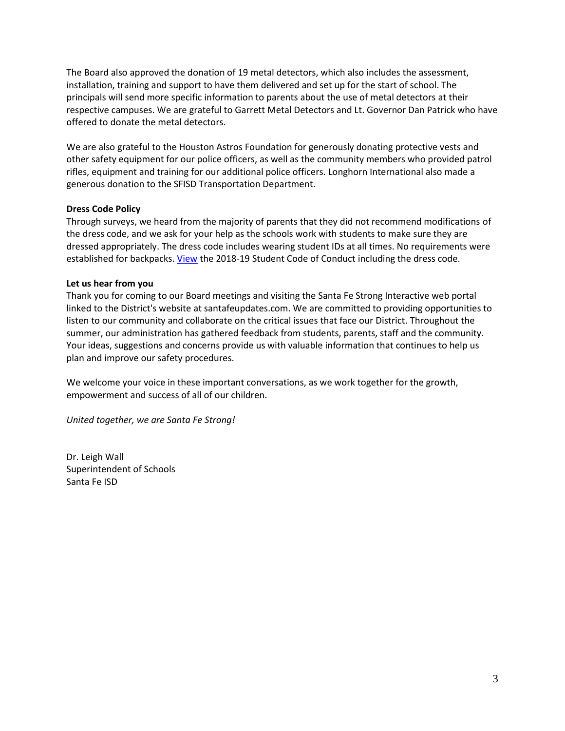The Board also approved the donation of 19 metal detectors, which also includes the assessment, installation, training and support to have them delivered and set up for the start of school. The principals will send more specific information to parents about the use of metal detectors at their respective campuses. We are grateful to Garrett Metal Detectors and Lt. Governor Dan Patrick who have offered to donate the metal detectors.

We are also grateful to the Houston Astros Foundation for generously donating protective vests and other safety equipment for our police officers, as well as the community members who provided patrol rifles, equipment and training for our additional police officers. Longhorn International also made a generous donation to the SFISD Transportation Department.

**Dress Code Policy**

Through surveys, we heard from the majority of parents that they did not recommend modifications of the dress code, and we ask for your help as the schools work with students to make sure they are dressed appropriately. The dress code includes wearing student IDs at all times. No requirements were established for backpacks. View the 2018-19 Student Code of Conduct including the dress code.

**Let us hear from you**

Thank you for coming to our Board meetings and visiting the Santa Fe Strong Interactive web portal linked to the District's website at santafeupdates.com. We are committed to providing opportunities to listen to our community and collaborate on the critical issues that face our District. Throughout the summer, our administration has gathered feedback from students, parents, staff and the community. Your ideas, suggestions and concerns provide us with valuable information that continues to help us plan and improve our safety procedures.

We welcome your voice in these important conversations, as we work together for the growth, empowerment and success of all of our children.

*United together, we are Santa Fe Strong!*

Dr. Leigh Wall
Superintendent of Schools
Santa Fe ISD